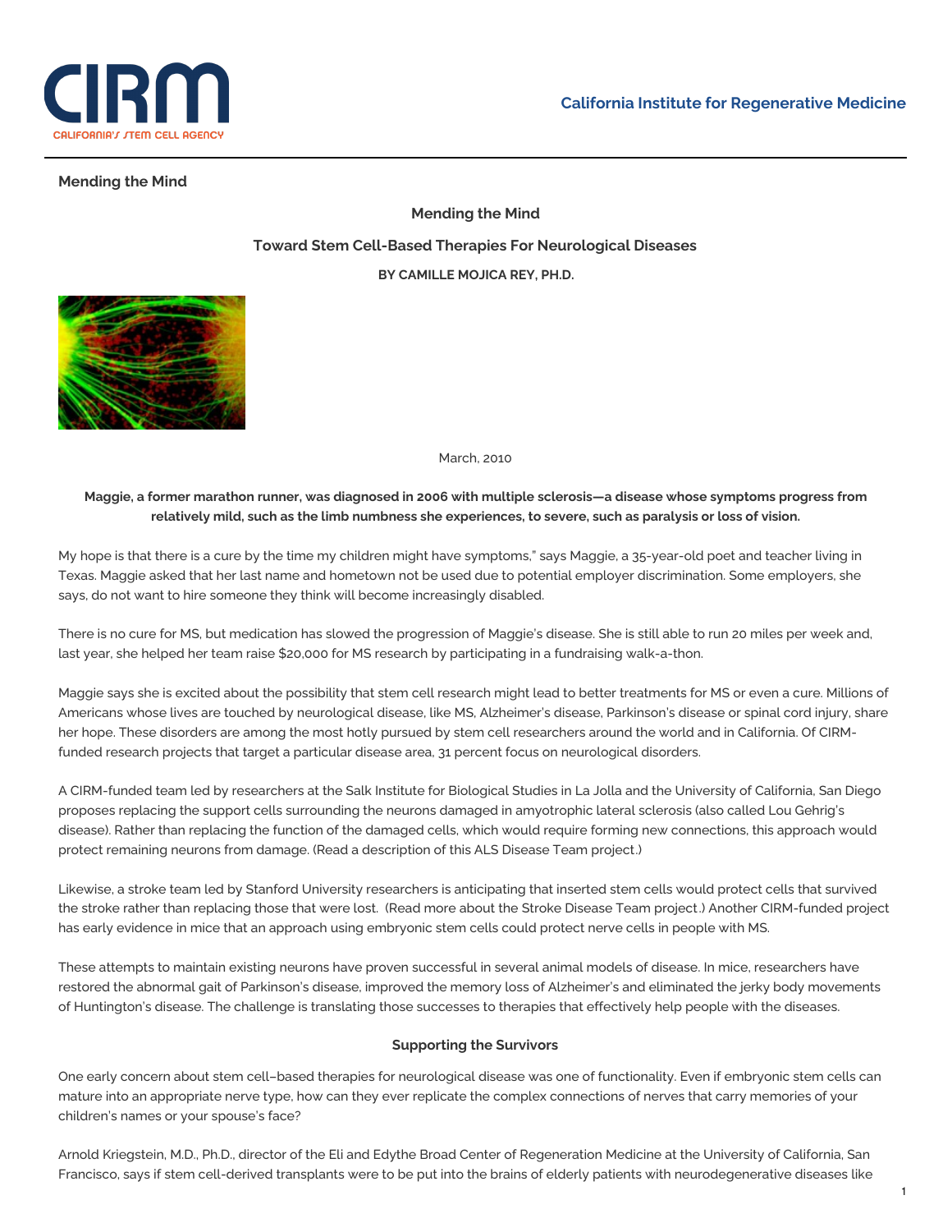California Institute for Regenerative Medicine

Mending the Mind

# Mending the Mind

## Toward Stem Cell-Based Therapies For Neurological Diseases

**BY CAMILLE MOJICA REY, PH.D.**

March, 2010

**Maggie, a former marathon runner, was diagnosed in 2006 with multiple sclerosis—a disease whose symptoms progress from relatively mild, such as the limb numbness she experiences, to severe, such as paralysis or loss of vision.**

My hope is that there is a cure by the time my children might have symptoms," says Maggie, a 35-year-old poet and teacher living in Texas. Maggie asked that her last name and hometown not be used due to potential employer discrimination. Some employers, she says, do not want to hire someone they think will become increasingly disabled.

There is no cure for MS, but medication has slowed the progression of Maggie's disease. She is still able to run 20 miles per week and, last year, she helped her team raise $20,000 for MS research by participating in a fundraising walk-a-thon.

Maggie says she is excited about the possibility that stem cell research might lead to better treatments for MS or even a cure. Millions of Americans whose lives are touched by neurological disease, like MS, Alzheimer's disease, Parkinson's disease or spinal cord injury, share her hope. These disorders are among the most hotly pursued by stem cell researchers around the world and in California. Of CIRM-funded research projects that target a particular disease area, 31 percent focus on neurological disorders.

A CIRM-funded team led by researchers at the Salk Institute for Biological Studies in La Jolla and the University of California, San Diego proposes replacing the support cells surrounding the neurons damaged in amyotrophic lateral sclerosis (also called Lou Gehrig's disease). Rather than replacing the function of the damaged cells, which would require forming new connections, this approach would protect remaining neurons from damage. (Read a description of this ALS Disease Team project.)

Likewise, a stroke team led by Stanford University researchers is anticipating that inserted stem cells would protect cells that survived the stroke rather than replacing those that were lost. (Read more about the Stroke Disease Team project.) Another CIRM-funded project has early evidence in mice that an approach using embryonic stem cells could protect nerve cells in people with MS.

These attempts to maintain existing neurons have proven successful in several animal models of disease. In mice, researchers have restored the abnormal gait of Parkinson's disease, improved the memory loss of Alzheimer's and eliminated the jerky body movements of Huntington's disease. The challenge is translating those successes to therapies that effectively help people with the diseases.

### Supporting the Survivors

One early concern about stem cell–based therapies for neurological disease was one of functionality. Even if embryonic stem cells can mature into an appropriate nerve type, how can they ever replicate the complex connections of nerves that carry memories of your children's names or your spouse's face?

Arnold Kriegstein, M.D., Ph.D., director of the Eli and Edythe Broad Center of Regeneration Medicine at the University of California, San Francisco, says if stem cell-derived transplants were to be put into the brains of elderly patients with neurodegenerative diseases like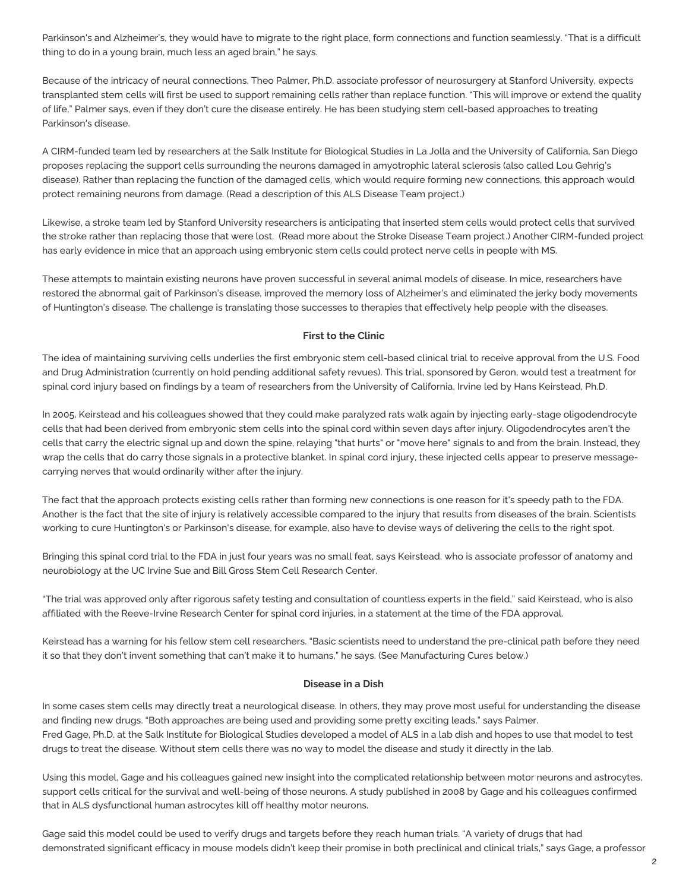Parkinson's and Alzheimer's, they would have to migrate to the right place, form connections and function seamlessly. "That is a difficult thing to do in a young brain, much less an aged brain," he says.

Because of the intricacy of neural connections, Theo Palmer, Ph.D. associate professor of neurosurgery at Stanford University, expects transplanted stem cells will first be used to support remaining cells rather than replace function. "This will improve or extend the quality of life," Palmer says, even if they don't cure the disease entirely. He has been studying stem cell-based approaches to treating Parkinson's disease.

A CIRM-funded team led by researchers at the Salk Institute for Biological Studies in La Jolla and the University of California, San Diego proposes replacing the support cells surrounding the neurons damaged in amyotrophic lateral sclerosis (also called Lou Gehrig's disease). Rather than replacing the function of the damaged cells, which would require forming new connections, this approach would protect remaining neurons from damage. (Read a description of this ALS Disease Team project.)

Likewise, a stroke team led by Stanford University researchers is anticipating that inserted stem cells would protect cells that survived the stroke rather than replacing those that were lost. (Read more about the Stroke Disease Team project.) Another CIRM-funded project has early evidence in mice that an approach using embryonic stem cells could protect nerve cells in people with MS.

These attempts to maintain existing neurons have proven successful in several animal models of disease. In mice, researchers have restored the abnormal gait of Parkinson's disease, improved the memory loss of Alzheimer's and eliminated the jerky body movements of Huntington's disease. The challenge is translating those successes to therapies that effectively help people with the diseases.

### First to the Clinic

The idea of maintaining surviving cells underlies the first embryonic stem cell-based clinical trial to receive approval from the U.S. Food and Drug Administration (currently on hold pending additional safety revues). This trial, sponsored by Geron, would test a treatment for spinal cord injury based on findings by a team of researchers from the University of California, Irvine led by Hans Keirstead, Ph.D.

In 2005, Keirstead and his colleagues showed that they could make paralyzed rats walk again by injecting early-stage oligodendrocyte cells that had been derived from embryonic stem cells into the spinal cord within seven days after injury. Oligodendrocytes aren't the cells that carry the electric signal up and down the spine, relaying "that hurts" or "move here" signals to and from the brain. Instead, they wrap the cells that do carry those signals in a protective blanket. In spinal cord injury, these injected cells appear to preserve message-carrying nerves that would ordinarily wither after the injury.

The fact that the approach protects existing cells rather than forming new connections is one reason for it's speedy path to the FDA. Another is the fact that the site of injury is relatively accessible compared to the injury that results from diseases of the brain. Scientists working to cure Huntington's or Parkinson's disease, for example, also have to devise ways of delivering the cells to the right spot.

Bringing this spinal cord trial to the FDA in just four years was no small feat, says Keirstead, who is associate professor of anatomy and neurobiology at the UC Irvine Sue and Bill Gross Stem Cell Research Center.

"The trial was approved only after rigorous safety testing and consultation of countless experts in the field," said Keirstead, who is also affiliated with the Reeve-Irvine Research Center for spinal cord injuries, in a statement at the time of the FDA approval.

Keirstead has a warning for his fellow stem cell researchers. "Basic scientists need to understand the pre-clinical path before they need it so that they don't invent something that can't make it to humans," he says. (See Manufacturing Cures below.)

### Disease in a Dish

In some cases stem cells may directly treat a neurological disease. In others, they may prove most useful for understanding the disease and finding new drugs. "Both approaches are being used and providing some pretty exciting leads," says Palmer.
Fred Gage, Ph.D. at the Salk Institute for Biological Studies developed a model of ALS in a lab dish and hopes to use that model to test drugs to treat the disease. Without stem cells there was no way to model the disease and study it directly in the lab.

Using this model, Gage and his colleagues gained new insight into the complicated relationship between motor neurons and astrocytes, support cells critical for the survival and well-being of those neurons. A study published in 2008 by Gage and his colleagues confirmed that in ALS dysfunctional human astrocytes kill off healthy motor neurons.

Gage said this model could be used to verify drugs and targets before they reach human trials. "A variety of drugs that had demonstrated significant efficacy in mouse models didn't keep their promise in both preclinical and clinical trials," says Gage, a professor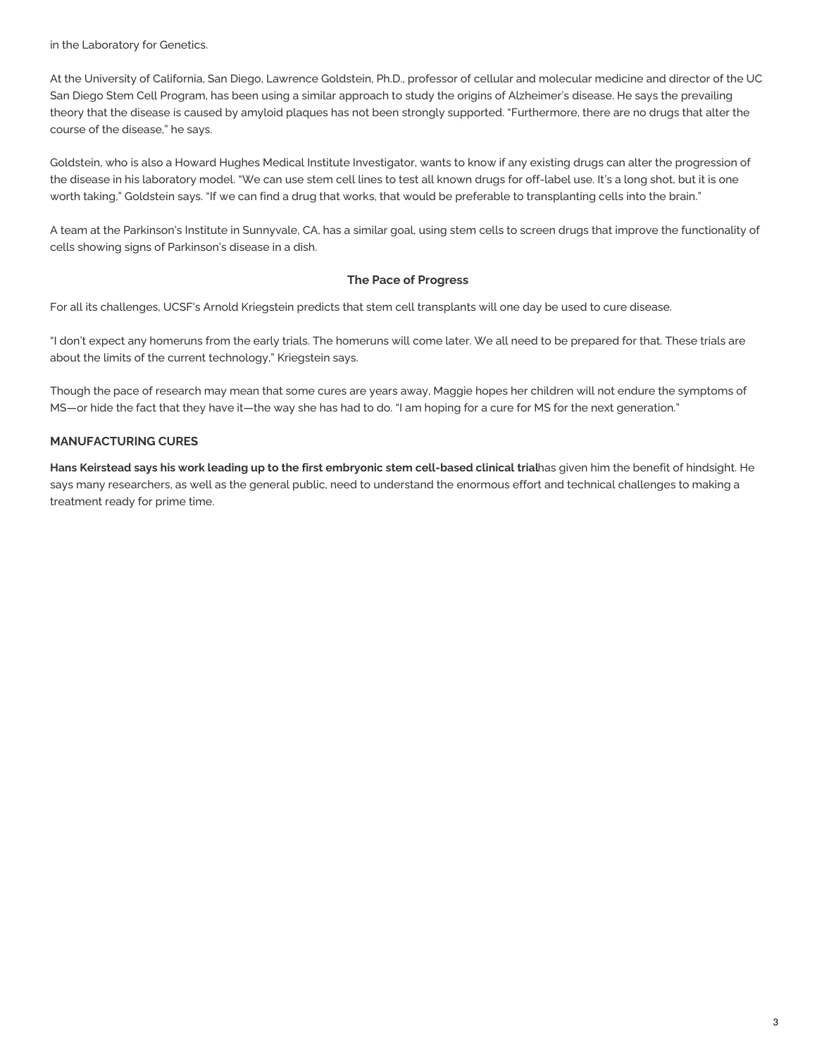in the Laboratory for Genetics.

At the University of California, San Diego, Lawrence Goldstein, Ph.D., professor of cellular and molecular medicine and director of the UC San Diego Stem Cell Program, has been using a similar approach to study the origins of Alzheimer's disease. He says the prevailing theory that the disease is caused by amyloid plaques has not been strongly supported. "Furthermore, there are no drugs that alter the course of the disease," he says.

Goldstein, who is also a Howard Hughes Medical Institute Investigator, wants to know if any existing drugs can alter the progression of the disease in his laboratory model. "We can use stem cell lines to test all known drugs for off-label use. It's a long shot, but it is one worth taking," Goldstein says. "If we can find a drug that works, that would be preferable to transplanting cells into the brain."

A team at the Parkinson's Institute in Sunnyvale, CA, has a similar goal, using stem cells to screen drugs that improve the functionality of cells showing signs of Parkinson's disease in a dish.

### The Pace of Progress

For all its challenges, UCSF's Arnold Kriegstein predicts that stem cell transplants will one day be used to cure disease.

"I don't expect any homeruns from the early trials. The homeruns will come later. We all need to be prepared for that. These trials are about the limits of the current technology," Kriegstein says.

Though the pace of research may mean that some cures are years away, Maggie hopes her children will not endure the symptoms of MS—or hide the fact that they have it—the way she has had to do. "I am hoping for a cure for MS for the next generation."

### MANUFACTURING CURES

**Hans Keirstead says his work leading up to the first embryonic stem cell-based clinical trial** has given him the benefit of hindsight. He says many researchers, as well as the general public, need to understand the enormous effort and technical challenges to making a treatment ready for prime time.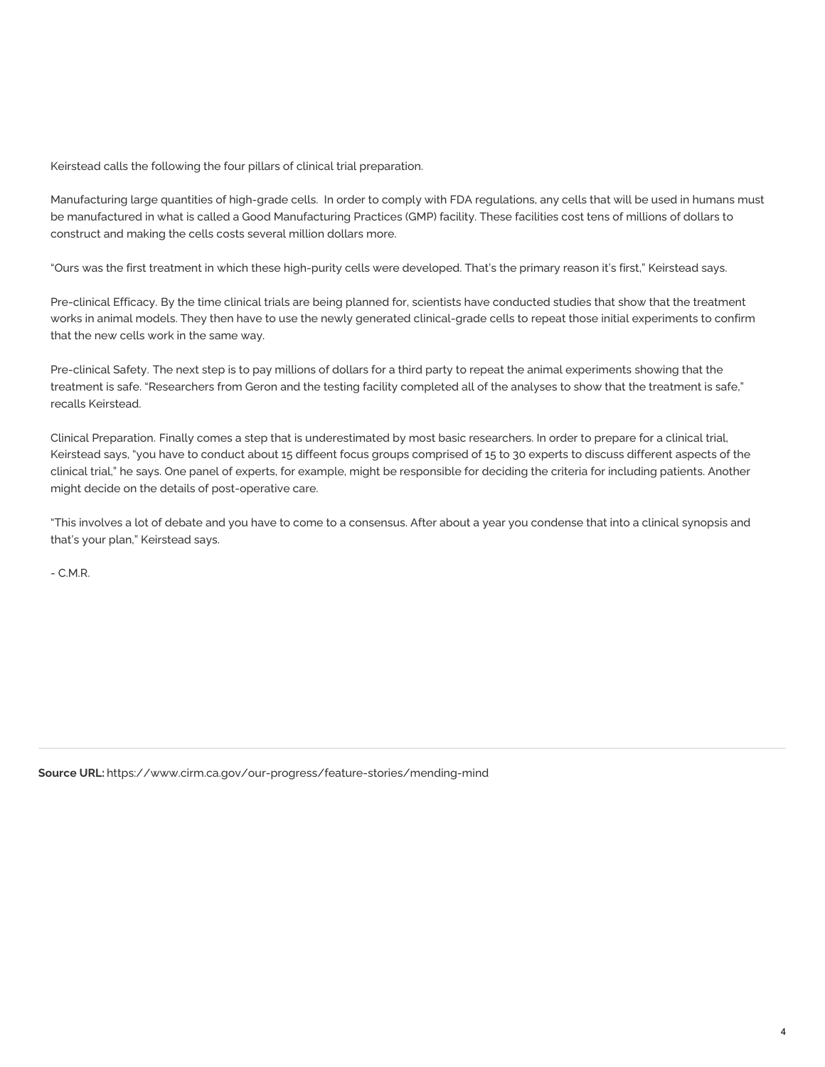Keirstead calls the following the four pillars of clinical trial preparation.

Manufacturing large quantities of high-grade cells. In order to comply with FDA regulations, any cells that will be used in humans must be manufactured in what is called a Good Manufacturing Practices (GMP) facility. These facilities cost tens of millions of dollars to construct and making the cells costs several million dollars more.

“Ours was the first treatment in which these high-purity cells were developed. That’s the primary reason it’s first,” Keirstead says.

Pre-clinical Efficacy. By the time clinical trials are being planned for, scientists have conducted studies that show that the treatment works in animal models. They then have to use the newly generated clinical-grade cells to repeat those initial experiments to confirm that the new cells work in the same way.

Pre-clinical Safety. The next step is to pay millions of dollars for a third party to repeat the animal experiments showing that the treatment is safe. “Researchers from Geron and the testing facility completed all of the analyses to show that the treatment is safe,” recalls Keirstead.

Clinical Preparation. Finally comes a step that is underestimated by most basic researchers. In order to prepare for a clinical trial, Keirstead says, “you have to conduct about 15 diffeent focus groups comprised of 15 to 30 experts to discuss different aspects of the clinical trial,” he says. One panel of experts, for example, might be responsible for deciding the criteria for including patients. Another might decide on the details of post-operative care.

“This involves a lot of debate and you have to come to a consensus. After about a year you condense that into a clinical synopsis and that’s your plan,” Keirstead says.

- C.M.R.

---

**Source URL:** https://www.cirm.ca.gov/our-progress/feature-stories/mending-mind